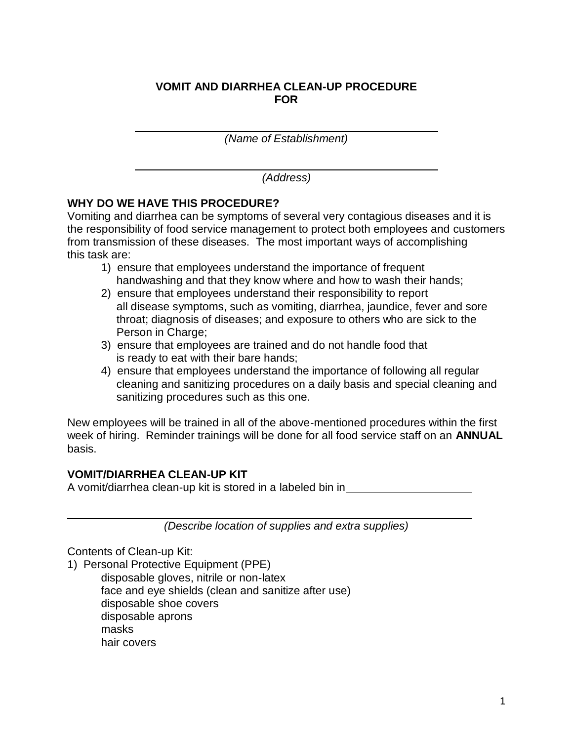**VOMIT AND DIARRHEA CLEAN-UP PROCEDURE FOR**

\_\_\_\_\_\_\_\_\_\_\_\_\_\_\_\_\_\_\_\_\_\_\_\_\_\_\_\_\_\_\_\_\_\_\_\_\_\_\_\_

*(Name of Establishment)*

\_\_\_\_\_\_\_\_\_\_\_\_\_\_\_\_\_\_\_\_\_\_\_\_\_\_\_\_\_\_\_\_\_\_\_\_\_\_\_\_

*(Address)*

**WHY DO WE HAVE THIS PROCEDURE?**

Vomiting and diarrhea can be symptoms of several very contagious diseases and it is the responsibility of food service management to protect both employees and customers from transmission of these diseases. The most important ways of accomplishing this task are:

1) ensure that employees understand the importance of frequent handwashing and that they know where and how to wash their hands;
2) ensure that employees understand their responsibility to report all disease symptoms, such as vomiting, diarrhea, jaundice, fever and sore throat; diagnosis of diseases; and exposure to others who are sick to the Person in Charge;
3) ensure that employees are trained and do not handle food that is ready to eat with their bare hands;
4) ensure that employees understand the importance of following all regular cleaning and sanitizing procedures on a daily basis and special cleaning and sanitizing procedures such as this one.

New employees will be trained in all of the above-mentioned procedures within the first week of hiring. Reminder trainings will be done for all food service staff on an **ANNUAL** basis.

**VOMIT/DIARRHEA CLEAN-UP KIT**

A vomit/diarrhea clean-up kit is stored in a labeled bin in\_\_\_\_\_\_\_\_\_\_\_\_\_\_\_\_\_\_\_\_

\_\_\_\_\_\_\_\_\_\_\_\_\_\_\_\_\_\_\_\_\_\_\_\_\_\_\_\_\_\_\_\_\_\_\_\_\_\_\_\_\_\_\_\_\_\_\_\_\_\_\_\_\_\_\_\_\_\_

*(Describe location of supplies and extra supplies)*

Contents of Clean-up Kit:

1) Personal Protective Equipment (PPE)
   - disposable gloves, nitrile or non-latex
   - face and eye shields (clean and sanitize after use)
   - disposable shoe covers
   - disposable aprons
   - masks
   - hair covers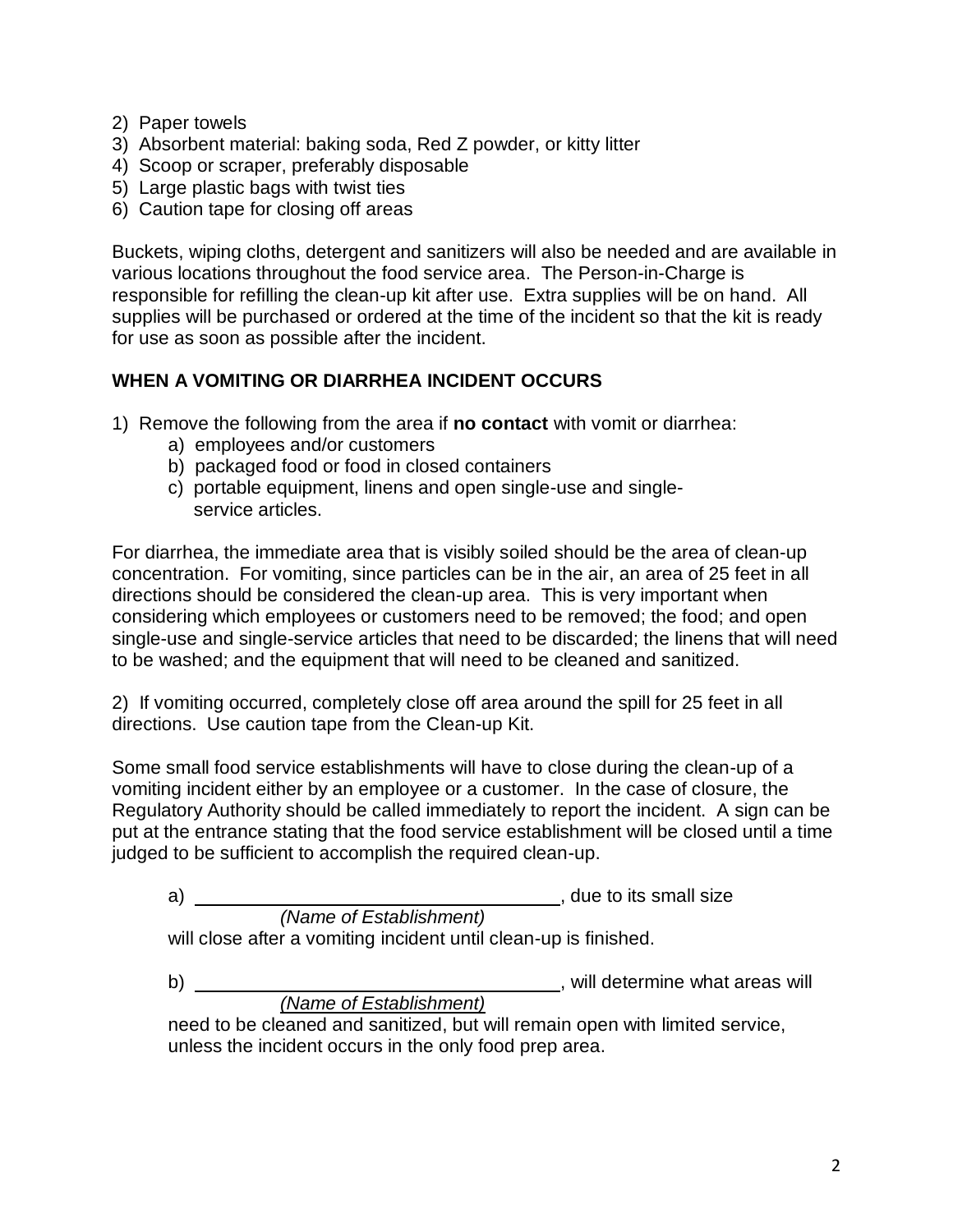2) Paper towels
3) Absorbent material: baking soda, Red Z powder, or kitty litter
4) Scoop or scraper, preferably disposable
5) Large plastic bags with twist ties
6) Caution tape for closing off areas

Buckets, wiping cloths, detergent and sanitizers will also be needed and are available in various locations throughout the food service area. The Person-in-Charge is responsible for refilling the clean-up kit after use. Extra supplies will be on hand. All supplies will be purchased or ordered at the time of the incident so that the kit is ready for use as soon as possible after the incident.

## WHEN A VOMITING OR DIARRHEA INCIDENT OCCURS

1) Remove the following from the area if **no contact** with vomit or diarrhea:
   a) employees and/or customers
   b) packaged food or food in closed containers
   c) portable equipment, linens and open single-use and single-service articles.

For diarrhea, the immediate area that is visibly soiled should be the area of clean-up concentration. For vomiting, since particles can be in the air, an area of 25 feet in all directions should be considered the clean-up area. This is very important when considering which employees or customers need to be removed; the food; and open single-use and single-service articles that need to be discarded; the linens that will need to be washed; and the equipment that will need to be cleaned and sanitized.

2) If vomiting occurred, completely close off area around the spill for 25 feet in all directions. Use caution tape from the Clean-up Kit.

Some small food service establishments will have to close during the clean-up of a vomiting incident either by an employee or a customer. In the case of closure, the Regulatory Authority should be called immediately to report the incident. A sign can be put at the entrance stating that the food service establishment will be closed until a time judged to be sufficient to accomplish the required clean-up.

a) ____________________________________, due to its small size
*(Name of Establishment)*
will close after a vomiting incident until clean-up is finished.

b) ____________________________________, will determine what areas will
*(Name of Establishment)*
need to be cleaned and sanitized, but will remain open with limited service, unless the incident occurs in the only food prep area.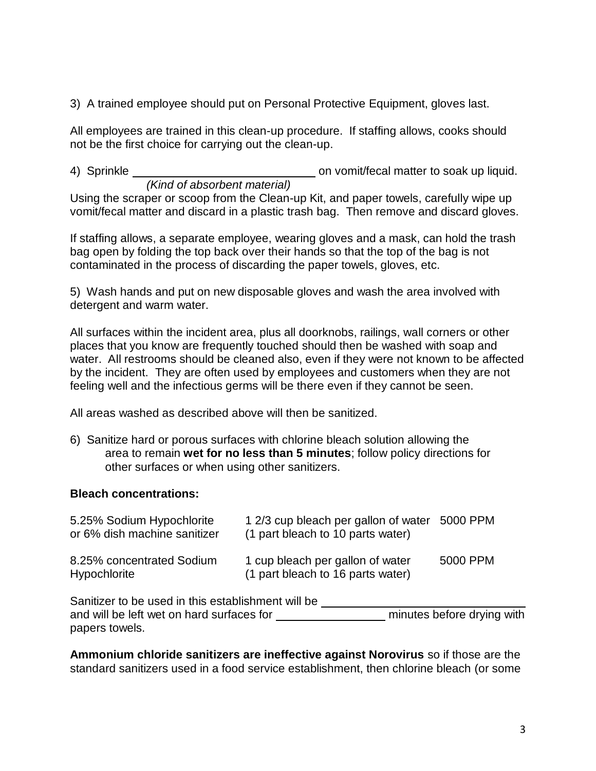3) A trained employee should put on Personal Protective Equipment, gloves last.

All employees are trained in this clean-up procedure. If staffing allows, cooks should not be the first choice for carrying out the clean-up.

4) Sprinkle ____________________________ on vomit/fecal matter to soak up liquid.
*(Kind of absorbent material)*

Using the scraper or scoop from the Clean-up Kit, and paper towels, carefully wipe up vomit/fecal matter and discard in a plastic trash bag. Then remove and discard gloves.

If staffing allows, a separate employee, wearing gloves and a mask, can hold the trash bag open by folding the top back over their hands so that the top of the bag is not contaminated in the process of discarding the paper towels, gloves, etc.

5) Wash hands and put on new disposable gloves and wash the area involved with detergent and warm water.

All surfaces within the incident area, plus all doorknobs, railings, wall corners or other places that you know are frequently touched should then be washed with soap and water. All restrooms should be cleaned also, even if they were not known to be affected by the incident. They are often used by employees and customers when they are not feeling well and the infectious germs will be there even if they cannot be seen.

All areas washed as described above will then be sanitized.

6) Sanitize hard or porous surfaces with chlorine bleach solution allowing the area to remain **wet for no less than 5 minutes**; follow policy directions for other surfaces or when using other sanitizers.

**Bleach concentrations:**

| | | |
|---|---|---|
| 5.25% Sodium Hypochlorite or 6% dish machine sanitizer | 1 2/3 cup bleach per gallon of water (1 part bleach to 10 parts water) | 5000 PPM |
| 8.25% concentrated Sodium Hypochlorite | 1 cup bleach per gallon of water (1 part bleach to 16 parts water) | 5000 PPM |

Sanitizer to be used in this establishment will be ______________________________ and will be left wet on hard surfaces for ________________ minutes before drying with papers towels.

**Ammonium chloride sanitizers are ineffective against Norovirus** so if those are the standard sanitizers used in a food service establishment, then chlorine bleach (or some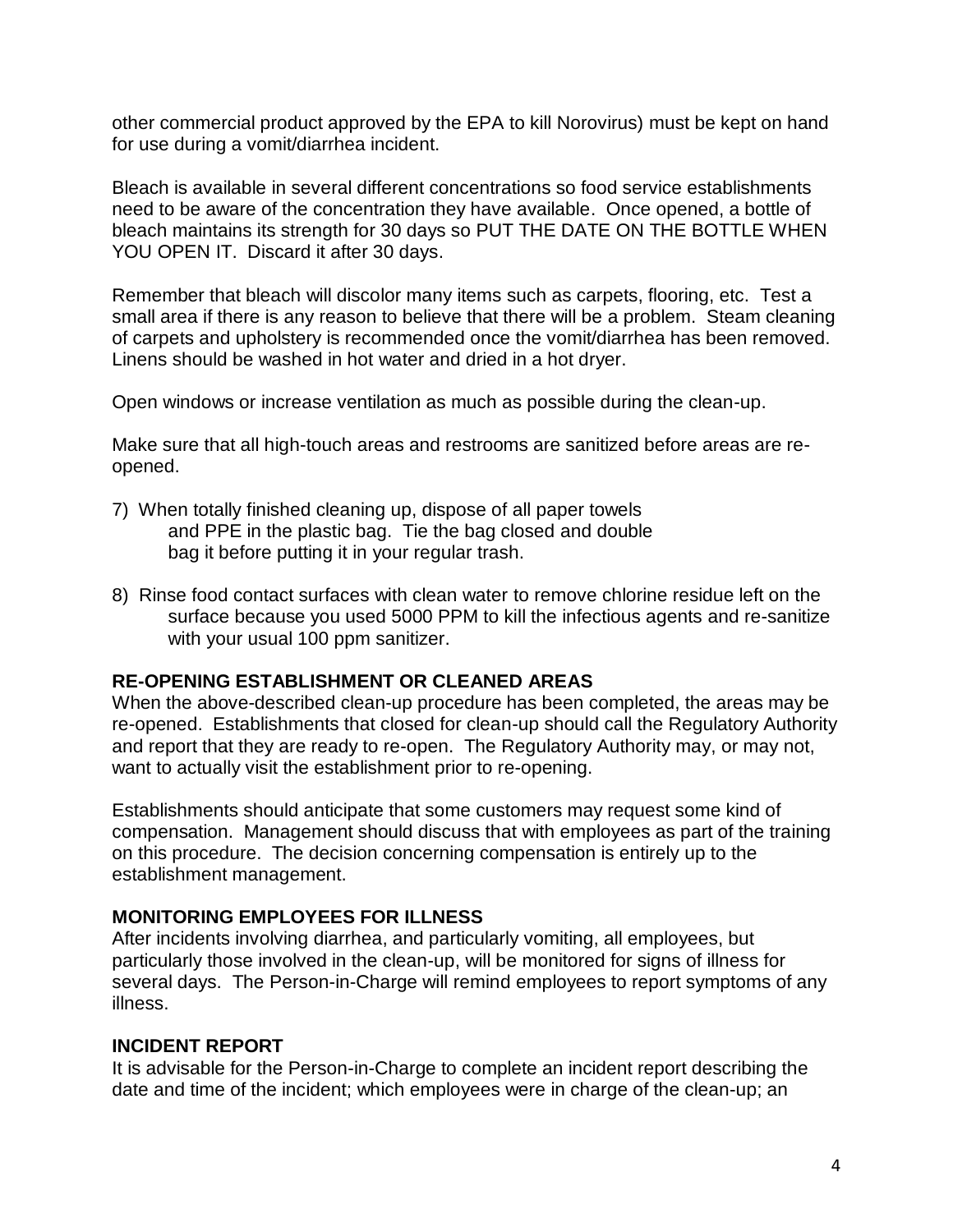other commercial product approved by the EPA to kill Norovirus) must be kept on hand for use during a vomit/diarrhea incident.

Bleach is available in several different concentrations so food service establishments need to be aware of the concentration they have available. Once opened, a bottle of bleach maintains its strength for 30 days so PUT THE DATE ON THE BOTTLE WHEN YOU OPEN IT. Discard it after 30 days.

Remember that bleach will discolor many items such as carpets, flooring, etc. Test a small area if there is any reason to believe that there will be a problem. Steam cleaning of carpets and upholstery is recommended once the vomit/diarrhea has been removed. Linens should be washed in hot water and dried in a hot dryer.

Open windows or increase ventilation as much as possible during the clean-up.

Make sure that all high-touch areas and restrooms are sanitized before areas are re-opened.

7) When totally finished cleaning up, dispose of all paper towels and PPE in the plastic bag. Tie the bag closed and double bag it before putting it in your regular trash.

8) Rinse food contact surfaces with clean water to remove chlorine residue left on the surface because you used 5000 PPM to kill the infectious agents and re-sanitize with your usual 100 ppm sanitizer.

**RE-OPENING ESTABLISHMENT OR CLEANED AREAS**

When the above-described clean-up procedure has been completed, the areas may be re-opened. Establishments that closed for clean-up should call the Regulatory Authority and report that they are ready to re-open. The Regulatory Authority may, or may not, want to actually visit the establishment prior to re-opening.

Establishments should anticipate that some customers may request some kind of compensation. Management should discuss that with employees as part of the training on this procedure. The decision concerning compensation is entirely up to the establishment management.

**MONITORING EMPLOYEES FOR ILLNESS**

After incidents involving diarrhea, and particularly vomiting, all employees, but particularly those involved in the clean-up, will be monitored for signs of illness for several days. The Person-in-Charge will remind employees to report symptoms of any illness.

**INCIDENT REPORT**

It is advisable for the Person-in-Charge to complete an incident report describing the date and time of the incident; which employees were in charge of the clean-up; an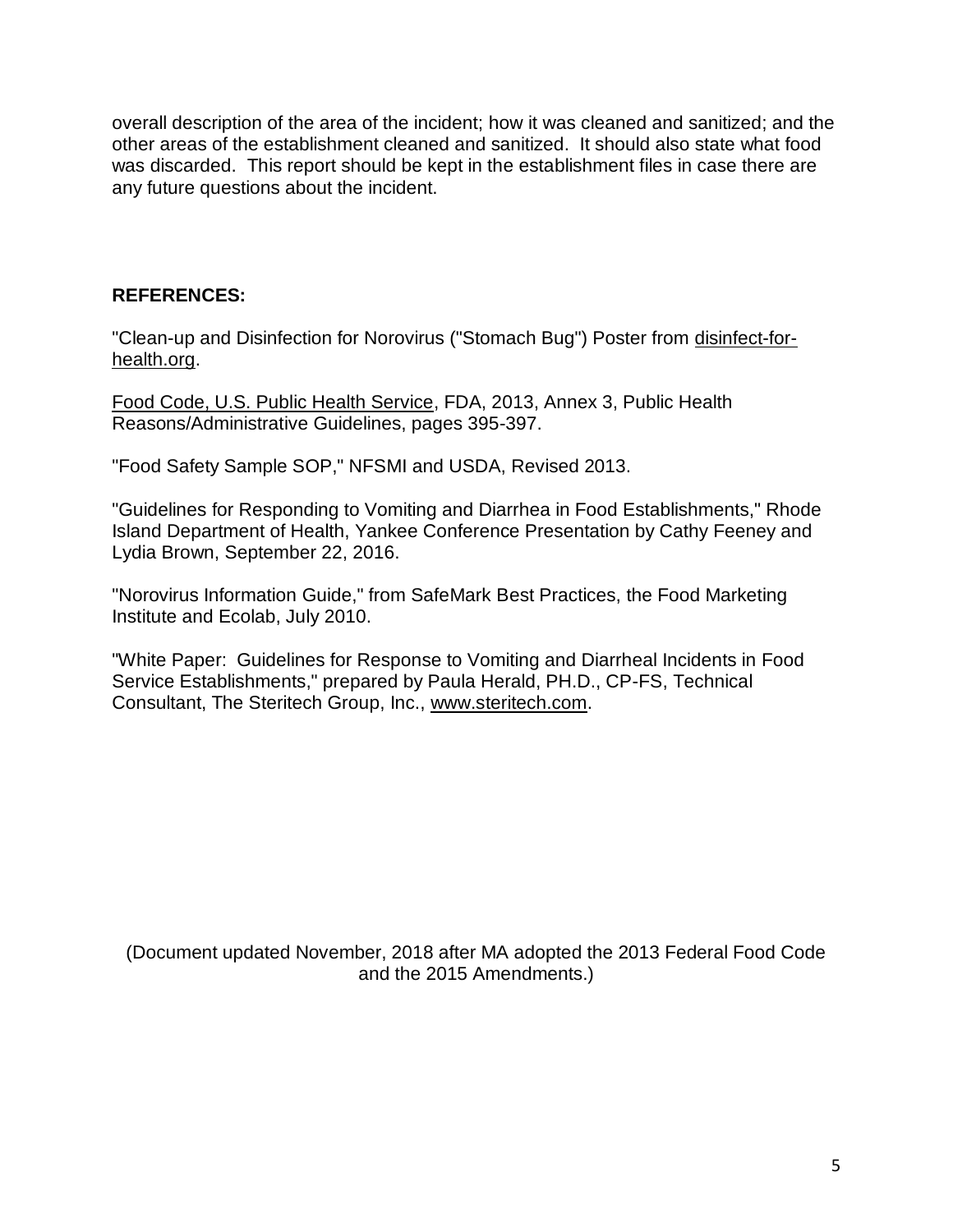overall description of the area of the incident; how it was cleaned and sanitized; and the other areas of the establishment cleaned and sanitized. It should also state what food was discarded. This report should be kept in the establishment files in case there are any future questions about the incident.

**REFERENCES:**

"Clean-up and Disinfection for Norovirus ("Stomach Bug") Poster from disinfect-for-health.org.

Food Code, U.S. Public Health Service, FDA, 2013, Annex 3, Public Health Reasons/Administrative Guidelines, pages 395-397.

"Food Safety Sample SOP," NFSMI and USDA, Revised 2013.

"Guidelines for Responding to Vomiting and Diarrhea in Food Establishments," Rhode Island Department of Health, Yankee Conference Presentation by Cathy Feeney and Lydia Brown, September 22, 2016.

"Norovirus Information Guide," from SafeMark Best Practices, the Food Marketing Institute and Ecolab, July 2010.

"White Paper: Guidelines for Response to Vomiting and Diarrheal Incidents in Food Service Establishments," prepared by Paula Herald, PH.D., CP-FS, Technical Consultant, The Steritech Group, Inc., www.steritech.com.

(Document updated November, 2018 after MA adopted the 2013 Federal Food Code and the 2015 Amendments.)